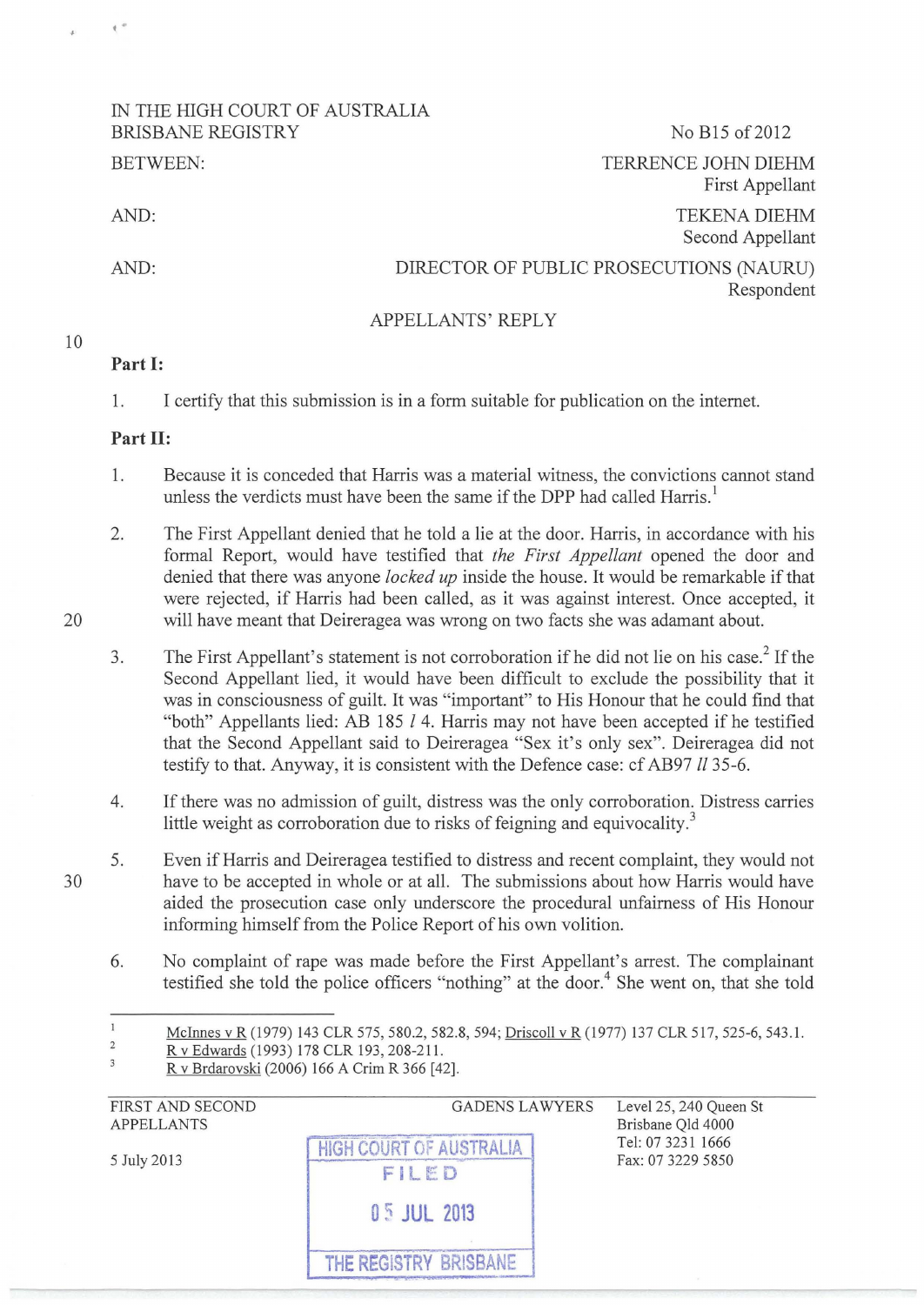IN THE HIGH COURT OF AUSTRALIA
BRISBANE REGISTRY

No B15 of 2012

BETWEEN: TERRENCE JOHN DIEHM
First Appellant

AND: TEKENA DIEHM
Second Appellant

AND: DIRECTOR OF PUBLIC PROSECUTIONS (NAURU)
Respondent

APPELLANTS' REPLY

**Part I:**

1. I certify that this submission is in a form suitable for publication on the internet.

**Part II:**

1. Because it is conceded that Harris was a material witness, the convictions cannot stand unless the verdicts must have been the same if the DPP had called Harris.[1]

2. The First Appellant denied that he told a lie at the door. Harris, in accordance with his formal Report, would have testified that *the First Appellant* opened the door and denied that there was anyone *locked up* inside the house. It would be remarkable if that were rejected, if Harris had been called, as it was against interest. Once accepted, it will have meant that Deireragea was wrong on two facts she was adamant about.

3. The First Appellant's statement is not corroboration if he did not lie on his case.[2] If the Second Appellant lied, it would have been difficult to exclude the possibility that it was in consciousness of guilt. It was "important" to His Honour that he could find that "both" Appellants lied: AB 185 *l* 4. Harris may not have been accepted if he testified that the Second Appellant said to Deireragea "Sex it's only sex". Deireragea did not testify to that. Anyway, it is consistent with the Defence case: cf AB97 *ll* 35-6.

4. If there was no admission of guilt, distress was the only corroboration. Distress carries little weight as corroboration due to risks of feigning and equivocality.[3]

5. Even if Harris and Deireragea testified to distress and recent complaint, they would not have to be accepted in whole or at all. The submissions about how Harris would have aided the prosecution case only underscore the procedural unfairness of His Honour informing himself from the Police Report of his own volition.

6. No complaint of rape was made before the First Appellant's arrest. The complainant testified she told the police officers "nothing" at the door.[4] She went on, that she told

---

[1] McInnes v R (1979) 143 CLR 575, 580.2, 582.8, 594; Driscoll v R (1977) 137 CLR 517, 525-6, 543.1.

[2] R v Edwards (1993) 178 CLR 193, 208-211.

[3] R v Brdarovski (2006) 166 A Crim R 366 [42].

FIRST AND SECOND APPELLANTS

5 July 2013

GADENS LAWYERS
Level 25, 240 Queen St
Brisbane Qld 4000
Tel: 07 3231 1666
Fax: 07 3229 5850

HIGH COURT OF AUSTRALIA
FILED
05 JUL 2013
THE REGISTRY BRISBANE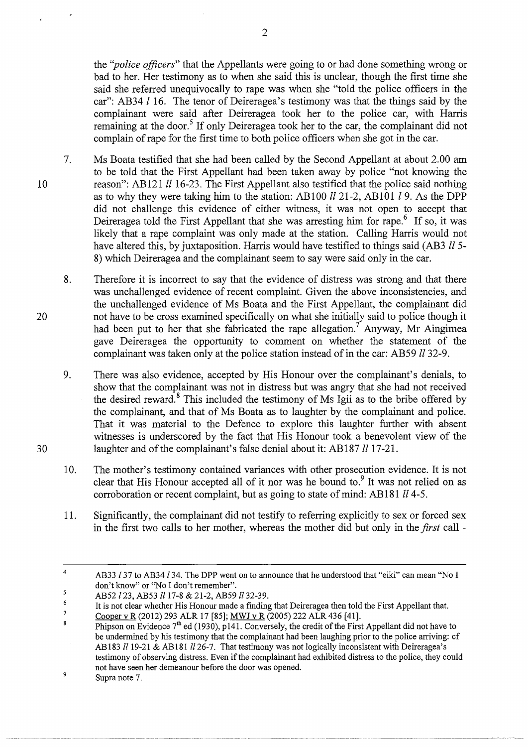the *"police officers"* that the Appellants were going to or had done something wrong or bad to her. Her testimony as to when she said this is unclear, though the first time she said she referred unequivocally to rape was when she "told the police officers in the car": AB34 *l* 16. The tenor of Deireragea's testimony was that the things said by the complainant were said after Deireragea took her to the police car, with Harris remaining at the door.[5] If only Deireragea took her to the car, the complainant did not complain of rape for the first time to both police officers when she got in the car.

7. Ms Boata testified that she had been called by the Second Appellant at about 2.00 am to be told that the First Appellant had been taken away by police "not knowing the reason": AB121 *ll* 16-23. The First Appellant also testified that the police said nothing as to why they were taking him to the station: AB100 *ll* 21-2, AB101 *l* 9. As the DPP did not challenge this evidence of either witness, it was not open to accept that Deireragea told the First Appellant that she was arresting him for rape.[6] If so, it was likely that a rape complaint was only made at the station. Calling Harris would not have altered this, by juxtaposition. Harris would have testified to things said (AB3 *ll* 5-8) which Deireragea and the complainant seem to say were said only in the car.

8. Therefore it is incorrect to say that the evidence of distress was strong and that there was unchallenged evidence of recent complaint. Given the above inconsistencies, and the unchallenged evidence of Ms Boata and the First Appellant, the complainant did not have to be cross examined specifically on what she initially said to police though it had been put to her that she fabricated the rape allegation.[7] Anyway, Mr Aingimea gave Deireragea the opportunity to comment on whether the statement of the complainant was taken only at the police station instead of in the car: AB59 *ll* 32-9.

9. There was also evidence, accepted by His Honour over the complainant's denials, to show that the complainant was not in distress but was angry that she had not received the desired reward.[8] This included the testimony of Ms Igii as to the bribe offered by the complainant, and that of Ms Boata as to laughter by the complainant and police. That it was material to the Defence to explore this laughter further with absent witnesses is underscored by the fact that His Honour took a benevolent view of the laughter and of the complainant's false denial about it: AB187 *ll* 17-21.

10. The mother's testimony contained variances with other prosecution evidence. It is not clear that His Honour accepted all of it nor was he bound to.[9] It was not relied on as corroboration or recent complaint, but as going to state of mind: AB181 *ll* 4-5.

11. Significantly, the complainant did not testify to referring explicitly to sex or forced sex in the first two calls to her mother, whereas the mother did but only in the *first* call -

---

[4] AB33 *l* 37 to AB34 *l* 34. The DPP went on to announce that he understood that "eiki" can mean "No I don't know" or "No I don't remember".

[5] AB52 *l* 23, AB53 *ll* 17-8 & 21-2, AB59 *ll* 32-39.

[6] It is not clear whether His Honour made a finding that Deireragea then told the First Appellant that.

[7] Cooper v R (2012) 293 ALR 17 [85]; MWJ v R (2005) 222 ALR 436 [41].

[8] Phipson on Evidence 7th ed (1930), p141. Conversely, the credit of the First Appellant did not have to be undermined by his testimony that the complainant had been laughing prior to the police arriving: cf AB183 *ll* 19-21 & AB181 *ll* 26-7. That testimony was not logically inconsistent with Deireragea's testimony of observing distress. Even if the complainant had exhibited distress to the police, they could not have seen her demeanour before the door was opened.

[9] Supra note 7.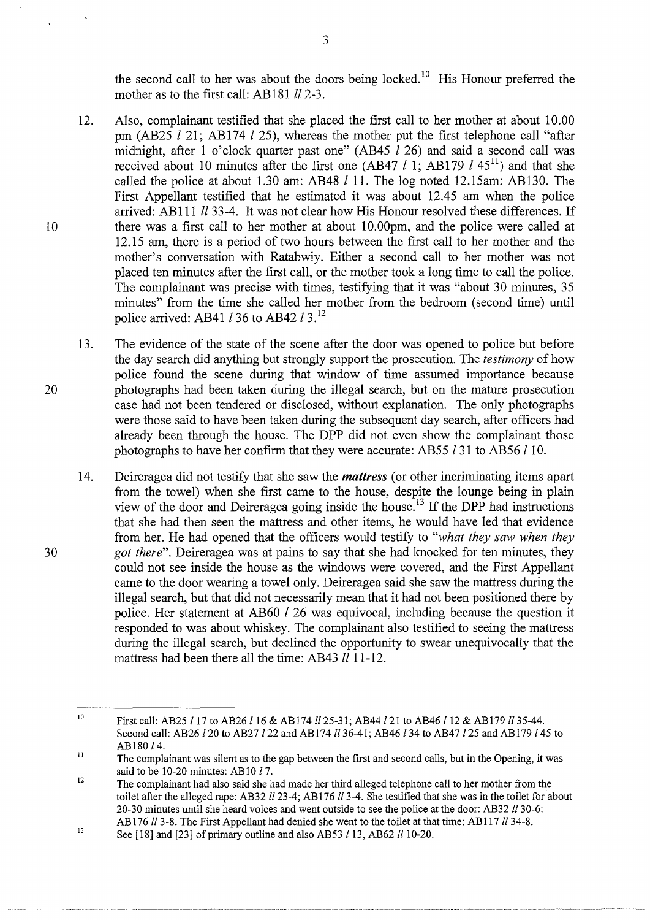the second call to her was about the doors being locked.[10] His Honour preferred the mother as to the first call: AB181 *ll* 2-3.

12. Also, complainant testified that she placed the first call to her mother at about 10.00 pm (AB25 *l* 21; AB174 *l* 25), whereas the mother put the first telephone call "after midnight, after 1 o'clock quarter past one" (AB45 *l* 26) and said a second call was received about 10 minutes after the first one (AB47 *l* 1; AB179 *l* 45[11]) and that she called the police at about 1.30 am: AB48 *l* 11. The log noted 12.15am: AB130. The First Appellant testified that he estimated it was about 12.45 am when the police arrived: AB111 *ll* 33-4. It was not clear how His Honour resolved these differences. If there was a first call to her mother at about 10.00pm, and the police were called at 12.15 am, there is a period of two hours between the first call to her mother and the mother's conversation with Ratabwiy. Either a second call to her mother was not placed ten minutes after the first call, or the mother took a long time to call the police. The complainant was precise with times, testifying that it was "about 30 minutes, 35 minutes" from the time she called her mother from the bedroom (second time) until police arrived: AB41 *l* 36 to AB42 *l* 3.[12]

13. The evidence of the state of the scene after the door was opened to police but before the day search did anything but strongly support the prosecution. The *testimony* of how police found the scene during that window of time assumed importance because photographs had been taken during the illegal search, but on the mature prosecution case had not been tendered or disclosed, without explanation. The only photographs were those said to have been taken during the subsequent day search, after officers had already been through the house. The DPP did not even show the complainant those photographs to have her confirm that they were accurate: AB55 *l* 31 to AB56 *l* 10.

14. Deireragea did not testify that she saw the ***mattress*** (or other incriminating items apart from the towel) when she first came to the house, despite the lounge being in plain view of the door and Deireragea going inside the house.[13] If the DPP had instructions that she had then seen the mattress and other items, he would have led that evidence from her. He had opened that the officers would testify to "*what they saw when they got there*". Deireragea was at pains to say that she had knocked for ten minutes, they could not see inside the house as the windows were covered, and the First Appellant came to the door wearing a towel only. Deireragea said she saw the mattress during the illegal search, but that did not necessarily mean that it had not been positioned there by police. Her statement at AB60 *l* 26 was equivocal, including because the question it responded to was about whiskey. The complainant also testified to seeing the mattress during the illegal search, but declined the opportunity to swear unequivocally that the mattress had been there all the time: AB43 *ll* 11-12.

---

[10] First call: AB25 *l* 17 to AB26 *l* 16 & AB174 *ll* 25-31; AB44 *l* 21 to AB46 *l* 12 & AB179 *ll* 35-44. Second call: AB26 *l* 20 to AB27 *l* 22 and AB174 *ll* 36-41; AB46 *l* 34 to AB47 *l* 25 and AB179 *l* 45 to AB180 *l* 4.

[11] The complainant was silent as to the gap between the first and second calls, but in the Opening, it was said to be 10-20 minutes: AB10 *l* 7.

[12] The complainant had also said she had made her third alleged telephone call to her mother from the toilet after the alleged rape: AB32 *ll* 23-4; AB176 *ll* 3-4. She testified that she was in the toilet for about 20-30 minutes until she heard voices and went outside to see the police at the door: AB32 *ll* 30-6: AB176 *ll* 3-8. The First Appellant had denied she went to the toilet at that time: AB117 *ll* 34-8.

[13] See [18] and [23] of primary outline and also AB53 *l* 13, AB62 *ll* 10-20.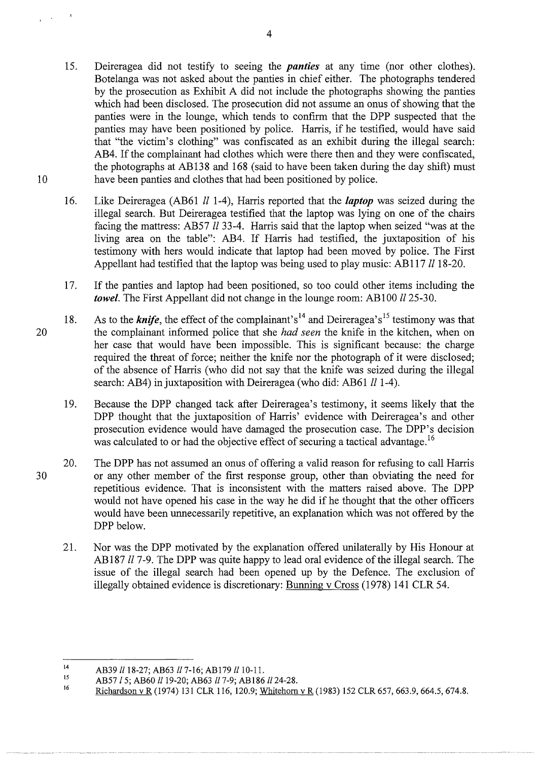15. Deireragea did not testify to seeing the ***panties*** at any time (nor other clothes). Botelanga was not asked about the panties in chief either. The photographs tendered by the prosecution as Exhibit A did not include the photographs showing the panties which had been disclosed. The prosecution did not assume an onus of showing that the panties were in the lounge, which tends to confirm that the DPP suspected that the panties may have been positioned by police. Harris, if he testified, would have said that "the victim's clothing" was confiscated as an exhibit during the illegal search: AB4. If the complainant had clothes which were there then and they were confiscated, the photographs at AB138 and 168 (said to have been taken during the day shift) must have been panties and clothes that had been positioned by police.

16. Like Deireragea (AB61 *ll* 1-4), Harris reported that the ***laptop*** was seized during the illegal search. But Deireragea testified that the laptop was lying on one of the chairs facing the mattress: AB57 *ll* 33-4. Harris said that the laptop when seized "was at the living area on the table": AB4. If Harris had testified, the juxtaposition of his testimony with hers would indicate that laptop had been moved by police. The First Appellant had testified that the laptop was being used to play music: AB117 *ll* 18-20.

17. If the panties and laptop had been positioned, so too could other items including the ***towel***. The First Appellant did not change in the lounge room: AB100 *ll* 25-30.

18. As to the ***knife***, the effect of the complainant's[14] and Deireragea's[15] testimony was that the complainant informed police that she *had seen* the knife in the kitchen, when on her case that would have been impossible. This is significant because: the charge required the threat of force; neither the knife nor the photograph of it were disclosed; of the absence of Harris (who did not say that the knife was seized during the illegal search: AB4) in juxtaposition with Deireragea (who did: AB61 *ll* 1-4).

19. Because the DPP changed tack after Deireragea's testimony, it seems likely that the DPP thought that the juxtaposition of Harris' evidence with Deireragea's and other prosecution evidence would have damaged the prosecution case. The DPP's decision was calculated to or had the objective effect of securing a tactical advantage.[16]

20. The DPP has not assumed an onus of offering a valid reason for refusing to call Harris or any other member of the first response group, other than obviating the need for repetitious evidence. That is inconsistent with the matters raised above. The DPP would not have opened his case in the way he did if he thought that the other officers would have been unnecessarily repetitive, an explanation which was not offered by the DPP below.

21. Nor was the DPP motivated by the explanation offered unilaterally by His Honour at AB187 *ll* 7-9. The DPP was quite happy to lead oral evidence of the illegal search. The issue of the illegal search had been opened up by the Defence. The exclusion of illegally obtained evidence is discretionary: Bunning v Cross (1978) 141 CLR 54.

---

[14] AB39 *ll* 18-27; AB63 *ll* 7-16; AB179 *ll* 10-11.

[15] AB57 *l* 5; AB60 *ll* 19-20; AB63 *ll* 7-9; AB186 *ll* 24-28.

[16] Richardson v R (1974) 131 CLR 116, 120.9; Whitehorn v R (1983) 152 CLR 657, 663.9, 664.5, 674.8.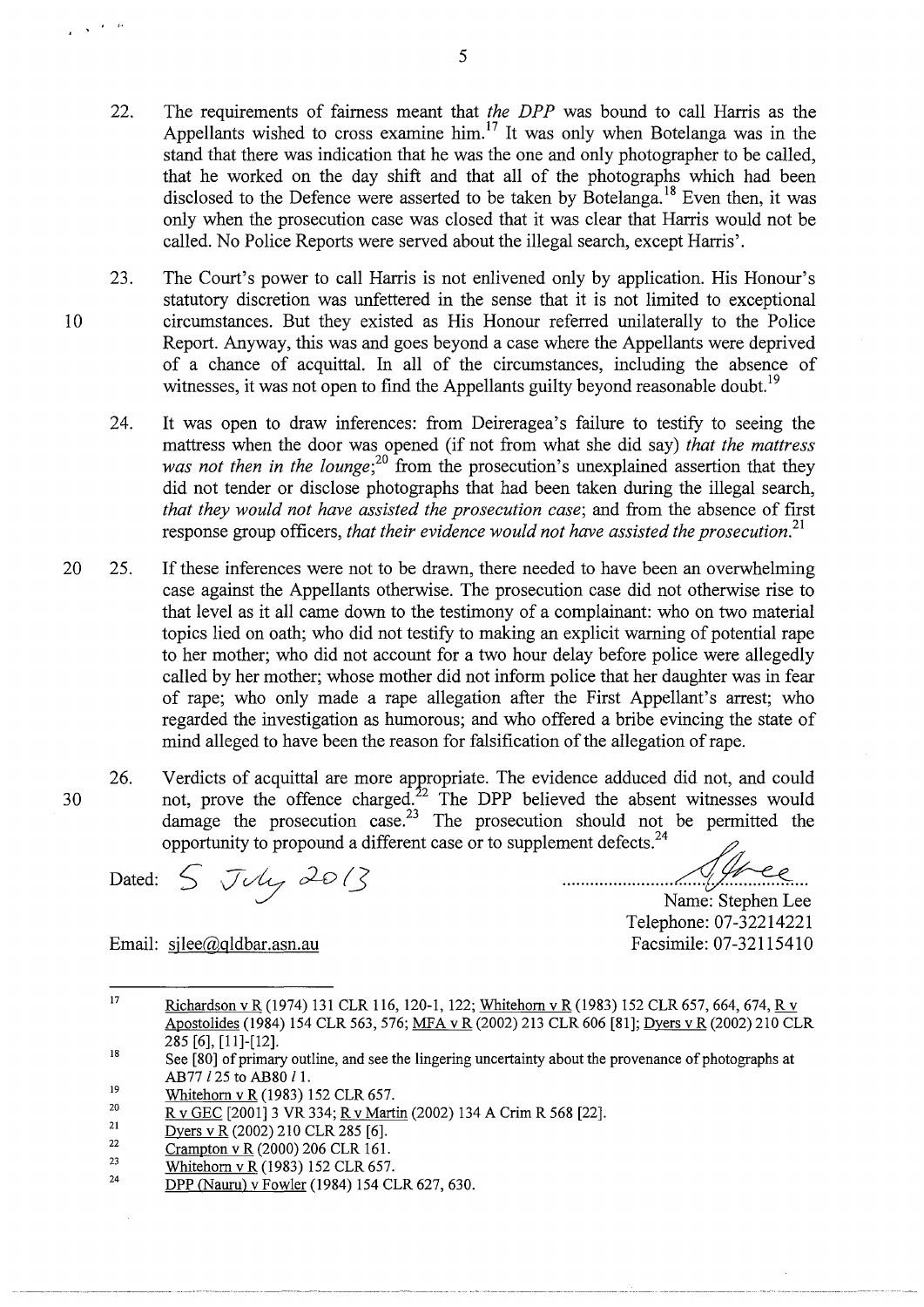22. The requirements of fairness meant that *the DPP* was bound to call Harris as the Appellants wished to cross examine him.[17] It was only when Botelanga was in the stand that there was indication that he was the one and only photographer to be called, that he worked on the day shift and that all of the photographs which had been disclosed to the Defence were asserted to be taken by Botelanga.[18] Even then, it was only when the prosecution case was closed that it was clear that Harris would not be called. No Police Reports were served about the illegal search, except Harris'.

23. The Court's power to call Harris is not enlivened only by application. His Honour's statutory discretion was unfettered in the sense that it is not limited to exceptional circumstances. But they existed as His Honour referred unilaterally to the Police Report. Anyway, this was and goes beyond a case where the Appellants were deprived of a chance of acquittal. In all of the circumstances, including the absence of witnesses, it was not open to find the Appellants guilty beyond reasonable doubt.[19]

24. It was open to draw inferences: from Deireragea's failure to testify to seeing the mattress when the door was opened (if not from what she did say) *that the mattress was not then in the lounge*;[20] from the prosecution's unexplained assertion that they did not tender or disclose photographs that had been taken during the illegal search, *that they would not have assisted the prosecution case*; and from the absence of first response group officers, *that their evidence would not have assisted the prosecution*.[21]

25. If these inferences were not to be drawn, there needed to have been an overwhelming case against the Appellants otherwise. The prosecution case did not otherwise rise to that level as it all came down to the testimony of a complainant: who on two material topics lied on oath; who did not testify to making an explicit warning of potential rape to her mother; who did not account for a two hour delay before police were allegedly called by her mother; whose mother did not inform police that her daughter was in fear of rape; who only made a rape allegation after the First Appellant's arrest; who regarded the investigation as humorous; and who offered a bribe evincing the state of mind alleged to have been the reason for falsification of the allegation of rape.

26. Verdicts of acquittal are more appropriate. The evidence adduced did not, and could not, prove the offence charged.[22] The DPP believed the absent witnesses would damage the prosecution case.[23] The prosecution should not be permitted the opportunity to propound a different case or to supplement defects.[24]

Dated: 5 July 2013

Name: Stephen Lee
Telephone: 07-32214221
Facsimile: 07-32115410

Email: sjlee@qldbar.asn.au

---

[17] Richardson v R (1974) 131 CLR 116, 120-1, 122; Whitehorn v R (1983) 152 CLR 657, 664, 674, R v Apostolides (1984) 154 CLR 563, 576; MFA v R (2002) 213 CLR 606 [81]; Dyers v R (2002) 210 CLR 285 [6], [11]-[12].

[18] See [80] of primary outline, and see the lingering uncertainty about the provenance of photographs at AB77 *l* 25 to AB80 *l* 1.

[19] Whitehorn v R (1983) 152 CLR 657.

[20] R v GEC [2001] 3 VR 334; R v Martin (2002) 134 A Crim R 568 [22].

[21] Dyers v R (2002) 210 CLR 285 [6].

[22] Crampton v R (2000) 206 CLR 161.

[23] Whitehorn v R (1983) 152 CLR 657.

[24] DPP (Nauru) v Fowler (1984) 154 CLR 627, 630.